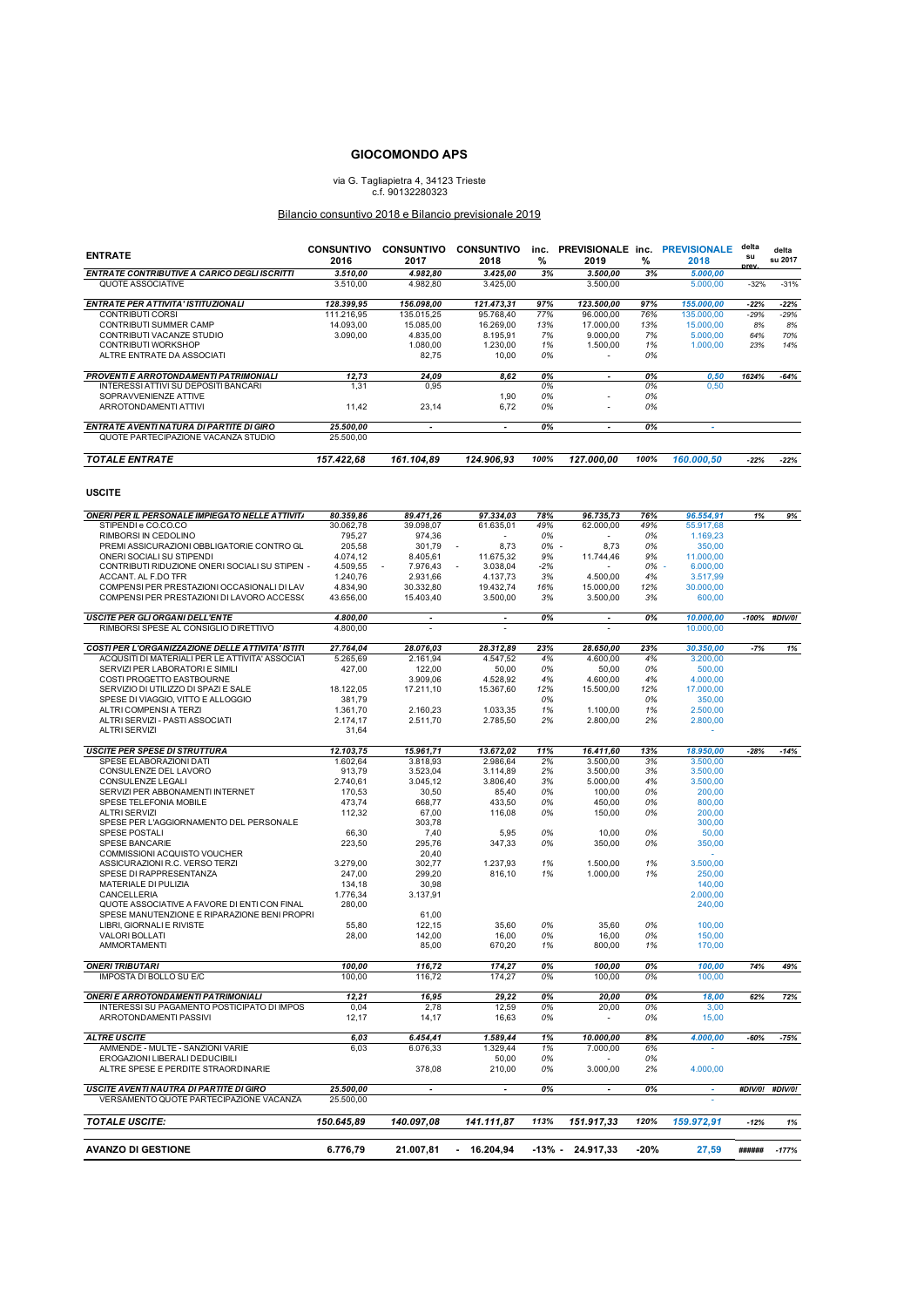# GIOCOMONDO APS

via G. Tagliapietra 4, 34123 Trieste
c.f. 90132280323

Bilancio consuntivo 2018 e Bilancio previsionale 2019

| ENTRATE | CONSUNTIVO 2016 | CONSUNTIVO 2017 | CONSUNTIVO 2018 | inc. % | PREVISIONALE 2019 | inc. % | PREVISIONALE 2018 | delta su prev. | delta su 2017 |
|---|---|---|---|---|---|---|---|---|---|
| *ENTRATE CONTRIBUTIVE A CARICO DEGLI ISCRITTI* | *3.510,00* | *4.982,80* | *3.425,00* | *3%* | *3.500,00* | *3%* | *5.000,00* | | |
| QUOTE ASSOCIATIVE | 3.510,00 | 4.982,80 | 3.425,00 | | 3.500,00 | | 5.000,00 | -32% | -31% |
| *ENTRATE PER ATTIVITA' ISTITUZIONALI* | *128.399,95* | *156.098,00* | *121.473,31* | *97%* | *123.500,00* | *97%* | *155.000,00* | *-22%* | *-22%* |
| CONTRIBUTI CORSI | 111.216,95 | 135.015,25 | 95.768,40 | 77% | 96.000,00 | 76% | 135.000,00 | -29% | -29% |
| CONTRIBUTI SUMMER CAMP | 14.093,00 | 15.085,00 | 16.269,00 | 13% | 17.000,00 | 13% | 15.000,00 | 8% | 8% |
| CONTRIBUTI VACANZE STUDIO | 3.090,00 | 4.835,00 | 8.195,91 | 7% | 9.000,00 | 7% | 5.000,00 | 64% | 70% |
| CONTRIBUTI WORKSHOP | | 1.080,00 | 1.230,00 | 1% | 1.500,00 | 1% | 1.000,00 | 23% | 14% |
| ALTRE ENTRATE DA ASSOCIATI | | 82,75 | 10,00 | 0% | - | 0% | | | |
| *PROVENTI E ARROTONDAMENTI PATRIMONIALI* | *12,73* | *24,09* | *8,62* | *0%* | *-* | *0%* | *0,50* | *1624%* | *-64%* |
| INTERESSI ATTIVI SU DEPOSITI BANCARI | 1,31 | 0,95 | | 0% | | 0% | 0,50 | | |
| SOPRAVVENIENZE ATTIVE | | | 1,90 | 0% | - | 0% | | | |
| ARROTONDAMENTI ATTIVI | 11,42 | 23,14 | 6,72 | 0% | - | 0% | | | |
| *ENTRATE AVENTI NATURA DI PARTITE DI GIRO* | *25.500,00* | *-* | *-* | *0%* | *-* | *0%* | *-* | | |
| QUOTE PARTECIPAZIONE VACANZA STUDIO | 25.500,00 | | | | | | | | |
| ***TOTALE ENTRATE*** | ***157.422,68*** | ***161.104,89*** | ***124.906,93*** | ***100%*** | ***127.000,00*** | ***100%*** | ***160.000,50*** | ***-22%*** | ***-22%*** |

## USCITE

| USCITE | CONSUNTIVO 2016 | CONSUNTIVO 2017 | CONSUNTIVO 2018 | inc. % | PREVISIONALE 2019 | inc. % | PREVISIONALE 2018 | delta su prev. | delta su 2017 |
|---|---|---|---|---|---|---|---|---|---|
| *ONERI PER IL PERSONALE IMPIEGATO NELLE ATTIVITÀ* | *80.359,86* | *89.471,26* | *97.334,03* | *78%* | *96.735,73* | *76%* | *96.554,91* | *1%* | *9%* |
| STIPENDI e CO.CO.CO | 30.062,78 | 39.098,07 | 61.635,01 | 49% | 62.000,00 | 49% | 55.917,68 | | |
| RIMBORSI IN CEDOLINO | 795,27 | 974,36 | - | 0% | - | 0% | 1.169,23 | | |
| PREMI ASSICURAZIONI OBBLIGATORIE CONTRO GL | 205,58 | 301,79 | - 8,73 | 0% | - 8,73 | 0% | 350,00 | | |
| ONERI SOCIALI SU STIPENDI | 4.074,12 | 8.405,61 | 11.675,32 | 9% | 11.744,46 | 9% | 11.000,00 | | |
| CONTRIBUTI RIDUZIONE ONERI SOCIALI SU STIPEN - | 4.509,55 | - 7.976,43 | - 3.038,04 | -2% | - | 0% - | 6.000,00 | | |
| ACCANT. AL F.DO TFR | 1.240,76 | 2.931,66 | 4.137,73 | 3% | 4.500,00 | 4% | 3.517,99 | | |
| COMPENSI PER PRESTAZIONI OCCASIONALI DI LAV | 4.834,90 | 30.332,80 | 19.432,74 | 16% | 15.000,00 | 12% | 30.000,00 | | |
| COMPENSI PER PRESTAZIONI DI LAVORO ACCESSO | 43.656,00 | 15.403,40 | 3.500,00 | 3% | 3.500,00 | 3% | 600,00 | | |
| *USCITE PER GLI ORGANI DELL'ENTE* | *4.800,00* | *-* | *-* | *0%* | *-* | *0%* | *10.000,00* | *-100%* | *#DIV/0!* |
| RIMBORSI SPESE AL CONSIGLIO DIRETTIVO | 4.800,00 | - | - | | - | | 10.000,00 | | |
| *COSTI PER L'ORGANIZZAZIONE DELLE ATTIVITA' ISTITU* | *27.764,04* | *28.076,03* | *28.312,89* | *23%* | *28.650,00* | *23%* | *30.350,00* | *-7%* | *1%* |
| ACQUISTI DI MATERIALI PER LE ATTIVITA' ASSOCIAT | 5.265,69 | 2.161,94 | 4.547,52 | 4% | 4.600,00 | 4% | 3.200,00 | | |
| SERVIZI PER LABORATORI E SIMILI | 427,00 | 122,00 | 50,00 | 0% | 50,00 | 0% | 500,00 | | |
| COSTI PROGETTO EASTBOURNE | | 3.909,06 | 4.528,92 | 4% | 4.600,00 | 4% | 4.000,00 | | |
| SERVIZIO DI UTILIZZO DI SPAZI E SALE | 18.122,05 | 17.211,10 | 15.367,60 | 12% | 15.500,00 | 12% | 17.000,00 | | |
| SPESE DI VIAGGIO, VITTO E ALLOGGIO | 381,79 | | | 0% | | 0% | 350,00 | | |
| ALTRI COMPENSI A TERZI | 1.361,70 | 2.160,23 | 1.033,35 | 1% | 1.100,00 | 1% | 2.500,00 | | |
| ALTRI SERVIZI - PASTI ASSOCIATI | 2.174,17 | 2.511,70 | 2.785,50 | 2% | 2.800,00 | 2% | 2.800,00 | | |
| ALTRI SERVIZI | 31,64 | | | | | | - | | |
| *USCITE PER SPESE DI STRUTTURA* | *12.103,75* | *15.961,71* | *13.672,02* | *11%* | *16.411,60* | *13%* | *18.950,00* | *-28%* | *-14%* |
| SPESE ELABORAZIONI DATI | 1.602,64 | 3.818,93 | 2.986,64 | 2% | 3.500,00 | 3% | 3.500,00 | | |
| CONSULENZE DEL LAVORO | 913,79 | 3.523,04 | 3.114,89 | 2% | 3.500,00 | 3% | 3.500,00 | | |
| CONSULENZE LEGALI | 2.740,61 | 3.045,12 | 3.806,40 | 3% | 5.000,00 | 4% | 3.500,00 | | |
| SERVIZI PER ABBONAMENTI INTERNET | 170,53 | 30,50 | 85,40 | 0% | 100,00 | 0% | 200,00 | | |
| SPESE TELEFONIA MOBILE | 473,74 | 668,77 | 433,50 | 0% | 450,00 | 0% | 800,00 | | |
| ALTRI SERVIZI | 112,32 | 67,00 | 116,08 | 0% | 150,00 | 0% | 200,00 | | |
| SPESE PER L'AGGIORNAMENTO DEL PERSONALE | | 303,78 | | | | | 300,00 | | |
| SPESE POSTALI | 66,30 | 7,40 | 5,95 | 0% | 10,00 | 0% | 50,00 | | |
| SPESE BANCARIE | 223,50 | 295,76 | 347,33 | 0% | 350,00 | 0% | 350,00 | | |
| COMMISSIONI ACQUISTO VOUCHER | | 20,40 | | | | | - | | |
| ASSICURAZIONI R.C. VERSO TERZI | 3.279,00 | 302,77 | 1.237,93 | 1% | 1.500,00 | 1% | 3.500,00 | | |
| SPESE DI RAPPRESENTANZA | 247,00 | 299,20 | 816,10 | 1% | 1.000,00 | 1% | 250,00 | | |
| MATERIALE DI PULIZIA | 134,18 | 30,98 | | | | | 140,00 | | |
| CANCELLERIA | 1.776,34 | 3.137,91 | | | | | 2.000,00 | | |
| QUOTE ASSOCIATIVE A FAVORE DI ENTI CON FINAL | 280,00 | | | | | | 240,00 | | |
| SPESE MANUTENZIONE E RIPARAZIONE BENI PROPRI | | 61,00 | | | | | | | |
| LIBRI, GIORNALI E RIVISTE | 55,80 | 122,15 | 35,60 | 0% | 35,60 | 0% | 100,00 | | |
| VALORI BOLLATI | 28,00 | 142,00 | 16,00 | 0% | 16,00 | 0% | 150,00 | | |
| AMMORTAMENTI | | 85,00 | 670,20 | 1% | 800,00 | 1% | 170,00 | | |
| *ONERI TRIBUTARI* | *100,00* | *116,72* | *174,27* | *0%* | *100,00* | *0%* | *100,00* | *74%* | *49%* |
| IMPOSTA DI BOLLO SU E/C | 100,00 | 116,72 | 174,27 | 0% | 100,00 | 0% | 100,00 | | |
| *ONERI E ARROTONDAMENTI PATRIMONIALI* | *12,21* | *16,95* | *29,22* | *0%* | *20,00* | *0%* | *18,00* | *62%* | *72%* |
| INTERESSI SU PAGAMENTO POSTICIPATO DI IMPOS | 0,04 | 2,78 | 12,59 | 0% | 20,00 | 0% | 3,00 | | |
| ARROTONDAMENTI PASSIVI | 12,17 | 14,17 | 16,63 | 0% | - | 0% | 15,00 | | |
| *ALTRE USCITE* | *6,03* | *6.454,41* | *1.589,44* | *1%* | *10.000,00* | *8%* | *4.000,00* | *-60%* | *-75%* |
| AMMENDE - MULTE - SANZIONI VARIE | 6,03 | 6.076,33 | 1.329,44 | 1% | 7.000,00 | 6% | - | | |
| EROGAZIONI LIBERALI DEDUCIBILI | | | 50,00 | 0% | - | 0% | | | |
| ALTRE SPESE E PERDITE STRAORDINARIE | | 378,08 | 210,00 | 0% | 3.000,00 | 2% | 4.000,00 | | |
| *USCITE AVENTI NAUTRA DI PARTITE DI GIRO* | *25.500,00* | *-* | *-* | *0%* | *-* | *0%* | *-* | *#DIV/0!* | *#DIV/0!* |
| VERSAMENTO QUOTE PARTECIPAZIONE VACANZA | 25.500,00 | | | | | | - | | |
| ***TOTALE USCITE:*** | ***150.645,89*** | ***140.097,08*** | ***141.111,87*** | ***113%*** | ***151.917,33*** | ***120%*** | ***159.972,91*** | ***-12%*** | ***1%*** |
| **AVANZO DI GESTIONE** | **6.776,79** | **21.007,81** | **- 16.204,94** | **-13% -** | **24.917,33** | **-20%** | **27,59** | **######** | **-177%** |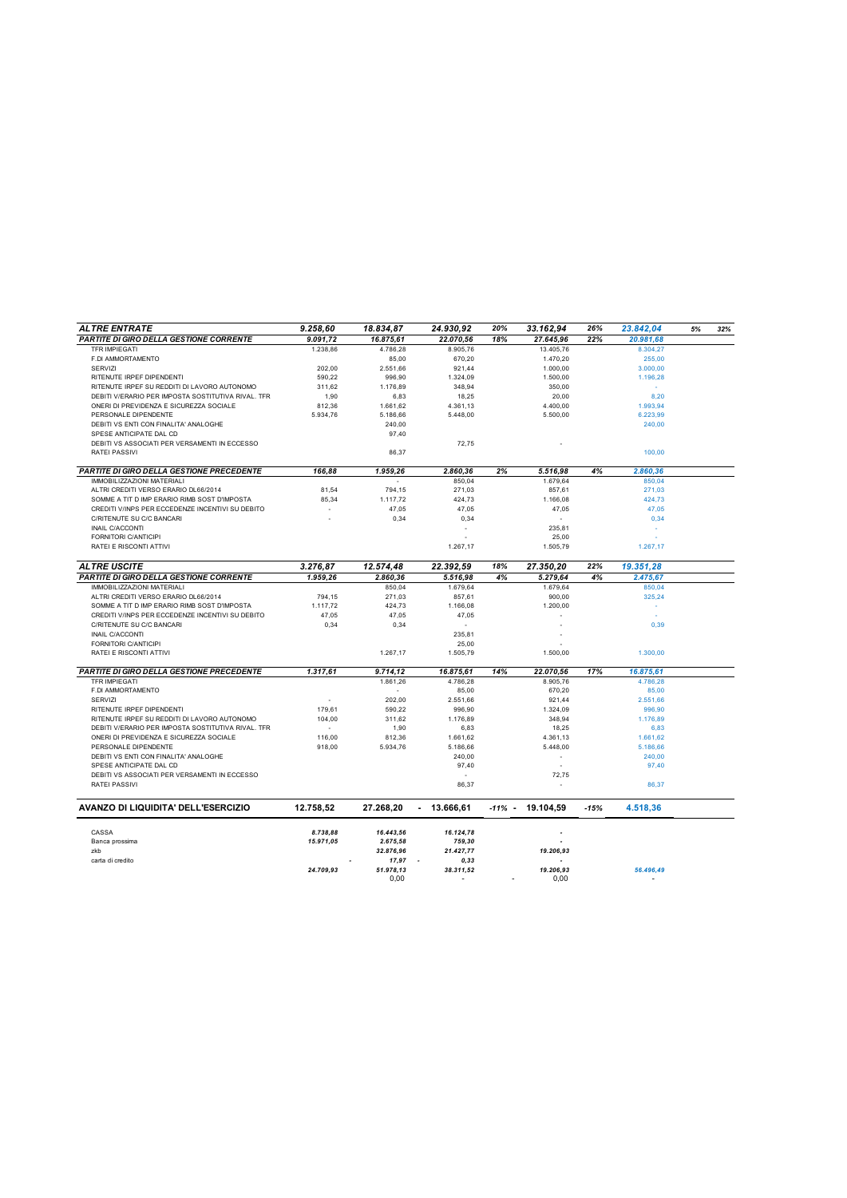| | | | | | | | | | |
|---|---|---|---|---|---|---|---|---|---|
| ***ALTRE ENTRATE*** | ***9.258,60*** | ***18.834,87*** | ***24.930,92*** | ***20%*** | ***33.162,94*** | ***26%*** | ***23.842,04*** | ***5%*** | ***32%*** |
| ***PARTITE DI GIRO DELLA GESTIONE CORRENTE*** | ***9.091,72*** | ***16.875,61*** | ***22.070,56*** | ***18%*** | ***27.645,96*** | ***22%*** | ***20.981,68*** | | |
| TFR IMPIEGATI | 1.238,86 | 4.786,28 | 8.905,76 | | 13.405,76 | | 8.304,27 | | |
| F.DI AMMORTAMENTO | | 85,00 | 670,20 | | 1.470,20 | | 255,00 | | |
| SERVIZI | 202,00 | 2.551,66 | 921,44 | | 1.000,00 | | 3.000,00 | | |
| RITENUTE IRPEF DIPENDENTI | 590,22 | 996,90 | 1.324,09 | | 1.500,00 | | 1.196,28 | | |
| RITENUTE IRPEF SU REDDITI DI LAVORO AUTONOMO | 311,62 | 1.176,89 | 348,94 | | 350,00 | | - | | |
| DEBITI V/ERARIO PER IMPOSTA SOSTITUTIVA RIVAL. TFR | 1,90 | 6,83 | 18,25 | | 20,00 | | 8,20 | | |
| ONERI DI PREVIDENZA E SICUREZZA SOCIALE | 812,36 | 1.661,62 | 4.361,13 | | 4.400,00 | | 1.993,94 | | |
| PERSONALE DIPENDENTE | 5.934,76 | 5.186,66 | 5.448,00 | | 5.500,00 | | 6.223,99 | | |
| DEBITI VS ENTI CON FINALITA' ANALOGHE | | 240,00 | | | | | 240,00 | | |
| SPESE ANTICIPATE DAL CD | | 97,40 | | | | | | | |
| DEBITI VS ASSOCIATI PER VERSAMENTI IN ECCESSO | | | 72,75 | | - | | | | |
| RATEI PASSIVI | | 86,37 | | | | | 100,00 | | |
| ***PARTITE DI GIRO DELLA GESTIONE PRECEDENTE*** | ***166,88*** | ***1.959,26*** | ***2.860,36*** | ***2%*** | ***5.516,98*** | ***4%*** | ***2.860,36*** | | |
| IMMOBILIZZAZIONI MATERIALI | | - | 850,04 | | 1.679,64 | | 850,04 | | |
| ALTRI CREDITI VERSO ERARIO DL66/2014 | 81,54 | 794,15 | 271,03 | | 857,61 | | 271,03 | | |
| SOMME A TIT D IMP ERARIO RIMB SOST D'IMPOSTA | 85,34 | 1.117,72 | 424,73 | | 1.166,08 | | 424,73 | | |
| CREDITI V/INPS PER ECCEDENZE INCENTIVI SU DEBITO | - | 47,05 | 47,05 | | 47,05 | | 47,05 | | |
| C/RITENUTE SU C/C BANCARI | - | 0,34 | 0,34 | | - | | 0,34 | | |
| INAIL C/ACCONTI | | | - | | 235,81 | | - | | |
| FORNITORI C/ANTICIPI | | | - | | 25,00 | | - | | |
| RATEI E RISCONTI ATTIVI | | | 1.267,17 | | 1.505,79 | | 1.267,17 | | |
| ***ALTRE USCITE*** | ***3.276,87*** | ***12.574,48*** | ***22.392,59*** | ***18%*** | ***27.350,20*** | ***22%*** | ***19.351,28*** | | |
| ***PARTITE DI GIRO DELLA GESTIONE CORRENTE*** | ***1.959,26*** | ***2.860,36*** | ***5.516,98*** | ***4%*** | ***5.279,64*** | ***4%*** | ***2.475,67*** | | |
| IMMOBILIZZAZIONI MATERIALI | | 850,04 | 1.679,64 | | 1.679,64 | | 850,04 | | |
| ALTRI CREDITI VERSO ERARIO DL66/2014 | 794,15 | 271,03 | 857,61 | | 900,00 | | 325,24 | | |
| SOMME A TIT D IMP ERARIO RIMB SOST D'IMPOSTA | 1.117,72 | 424,73 | 1.166,08 | | 1.200,00 | | - | | |
| CREDITI V/INPS PER ECCEDENZE INCENTIVI SU DEBITO | 47,05 | 47,05 | 47,05 | | - | | - | | |
| C/RITENUTE SU C/C BANCARI | 0,34 | 0,34 | - | | - | | 0,39 | | |
| INAIL C/ACCONTI | | | 235,81 | | - | | | | |
| FORNITORI C/ANTICIPI | | | 25,00 | | - | | | | |
| RATEI E RISCONTI ATTIVI | | 1.267,17 | 1.505,79 | | 1.500,00 | | 1.300,00 | | |
| ***PARTITE DI GIRO DELLA GESTIONE PRECEDENTE*** | ***1.317,61*** | ***9.714,12*** | ***16.875,61*** | ***14%*** | ***22.070,56*** | ***17%*** | ***16.875,61*** | | |
| TFR IMPIEGATI | | 1.861,26 | 4.786,28 | | 8.905,76 | | 4.786,28 | | |
| F.DI AMMORTAMENTO | | - | 85,00 | | 670,20 | | 85,00 | | |
| SERVIZI | - | 202,00 | 2.551,66 | | 921,44 | | 2.551,66 | | |
| RITENUTE IRPEF DIPENDENTI | 179,61 | 590,22 | 996,90 | | 1.324,09 | | 996,90 | | |
| RITENUTE IRPEF SU REDDITI DI LAVORO AUTONOMO | 104,00 | 311,62 | 1.176,89 | | 348,94 | | 1.176,89 | | |
| DEBITI V/ERARIO PER IMPOSTA SOSTITUTIVA RIVAL. TFR | - | 1,90 | 6,83 | | 18,25 | | 6,83 | | |
| ONERI DI PREVIDENZA E SICUREZZA SOCIALE | 116,00 | 812,36 | 1.661,62 | | 4.361,13 | | 1.661,62 | | |
| PERSONALE DIPENDENTE | 918,00 | 5.934,76 | 5.186,66 | | 5.448,00 | | 5.186,66 | | |
| DEBITI VS ENTI CON FINALITA' ANALOGHE | | | 240,00 | | - | | 240,00 | | |
| SPESE ANTICIPATE DAL CD | | | 97,40 | | - | | 97,40 | | |
| DEBITI VS ASSOCIATI PER VERSAMENTI IN ECCESSO | | | - | | 72,75 | | | | |
| RATEI PASSIVI | | | 86,37 | | - | | 86,37 | | |
| **AVANZO DI LIQUIDITA' DELL'ESERCIZIO** | **12.758,52** | **27.268,20** | **- 13.666,61** | **-11%** | **- 19.104,59** | **-15%** | **4.518,36** | | |
| CASSA | ***8.738,88*** | ***16.443,56*** | ***16.124,78*** | | - | | | | |
| Banca prossima | ***15.971,05*** | ***2.675,58*** | ***759,30*** | | - | | | | |
| zkb | | ***32.876,96*** | ***21.427,77*** | | ***19.206,93*** | | | | |
| carta di credito | | - ***17,97*** | - ***0,33*** | | - | | | | |
| | ***24.709,93*** | ***51.978,13*** | ***38.311,52*** | | ***19.206,93*** | | ***56.496,49*** | | |
| | | 0,00 | - | | - 0,00 | | - | | |